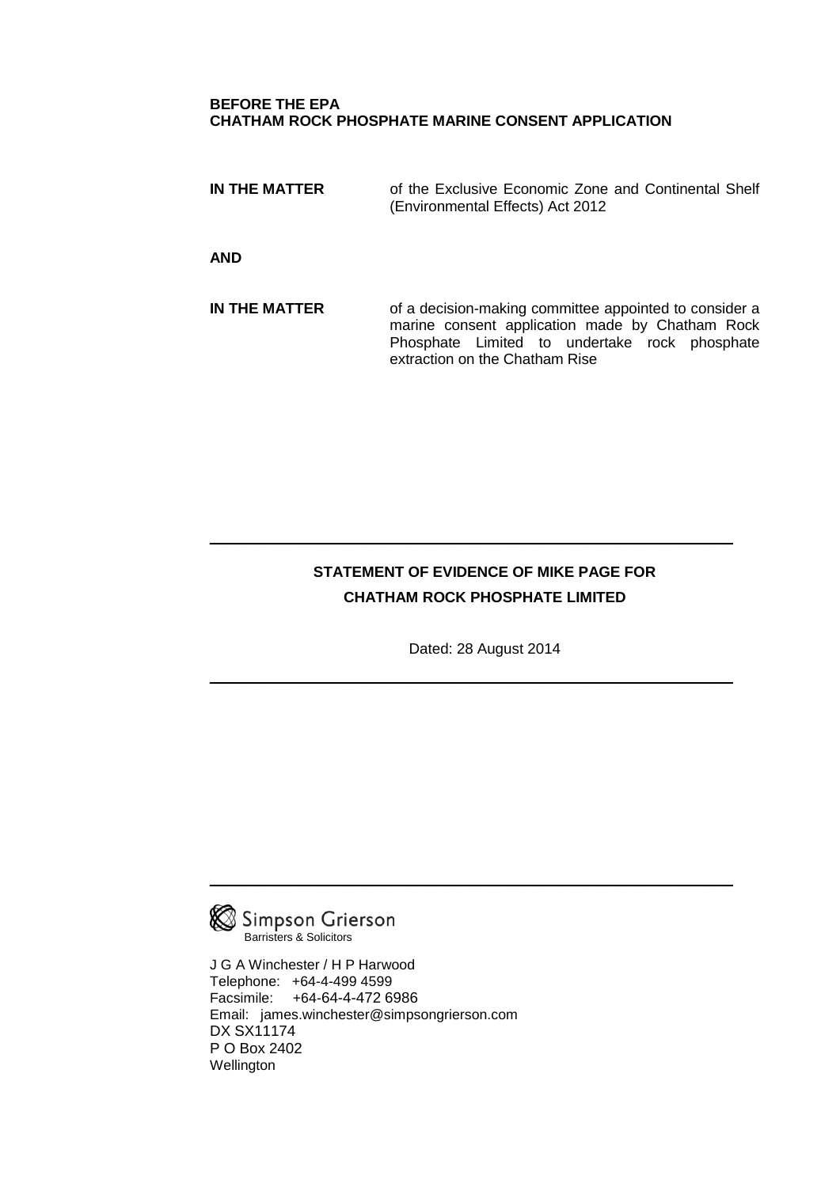**BEFORE THE EPA**
**CHATHAM ROCK PHOSPHATE MARINE CONSENT APPLICATION**

| | |
|---|---|
| **IN THE MATTER** | of the Exclusive Economic Zone and Continental Shelf (Environmental Effects) Act 2012 |
| **AND** | |
| **IN THE MATTER** | of a decision-making committee appointed to consider a marine consent application made by Chatham Rock Phosphate Limited to undertake rock phosphate extraction on the Chatham Rise |

---

**STATEMENT OF EVIDENCE OF MIKE PAGE FOR**
**CHATHAM ROCK PHOSPHATE LIMITED**

Dated: 28 August 2014

---

---

Simpson Grierson
Barristers & Solicitors

J G A Winchester / H P Harwood
Telephone: +64-4-499 4599
Facsimile: +64-64-4-472 6986
Email: james.winchester@simpsongrierson.com
DX SX11174
P O Box 2402
Wellington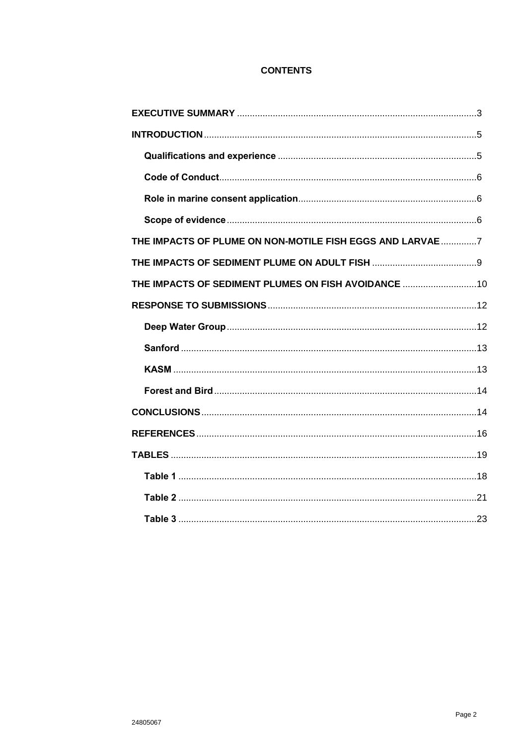# CONTENTS

**EXECUTIVE SUMMARY** .......... 3

**INTRODUCTION** .......... 5

- **Qualifications and experience** .......... 5
- **Code of Conduct** .......... 6
- **Role in marine consent application** .......... 6
- **Scope of evidence** .......... 6

**THE IMPACTS OF PLUME ON NON-MOTILE FISH EGGS AND LARVAE** .......... 7

**THE IMPACTS OF SEDIMENT PLUME ON ADULT FISH** .......... 9

**THE IMPACTS OF SEDIMENT PLUMES ON FISH AVOIDANCE** .......... 10

**RESPONSE TO SUBMISSIONS** .......... 12

- **Deep Water Group** .......... 12
- **Sanford** .......... 13
- **KASM** .......... 13
- **Forest and Bird** .......... 14

**CONCLUSIONS** .......... 14

**REFERENCES** .......... 16

**TABLES** .......... 19

- **Table 1** .......... 18
- **Table 2** .......... 21
- **Table 3** .......... 23

24805067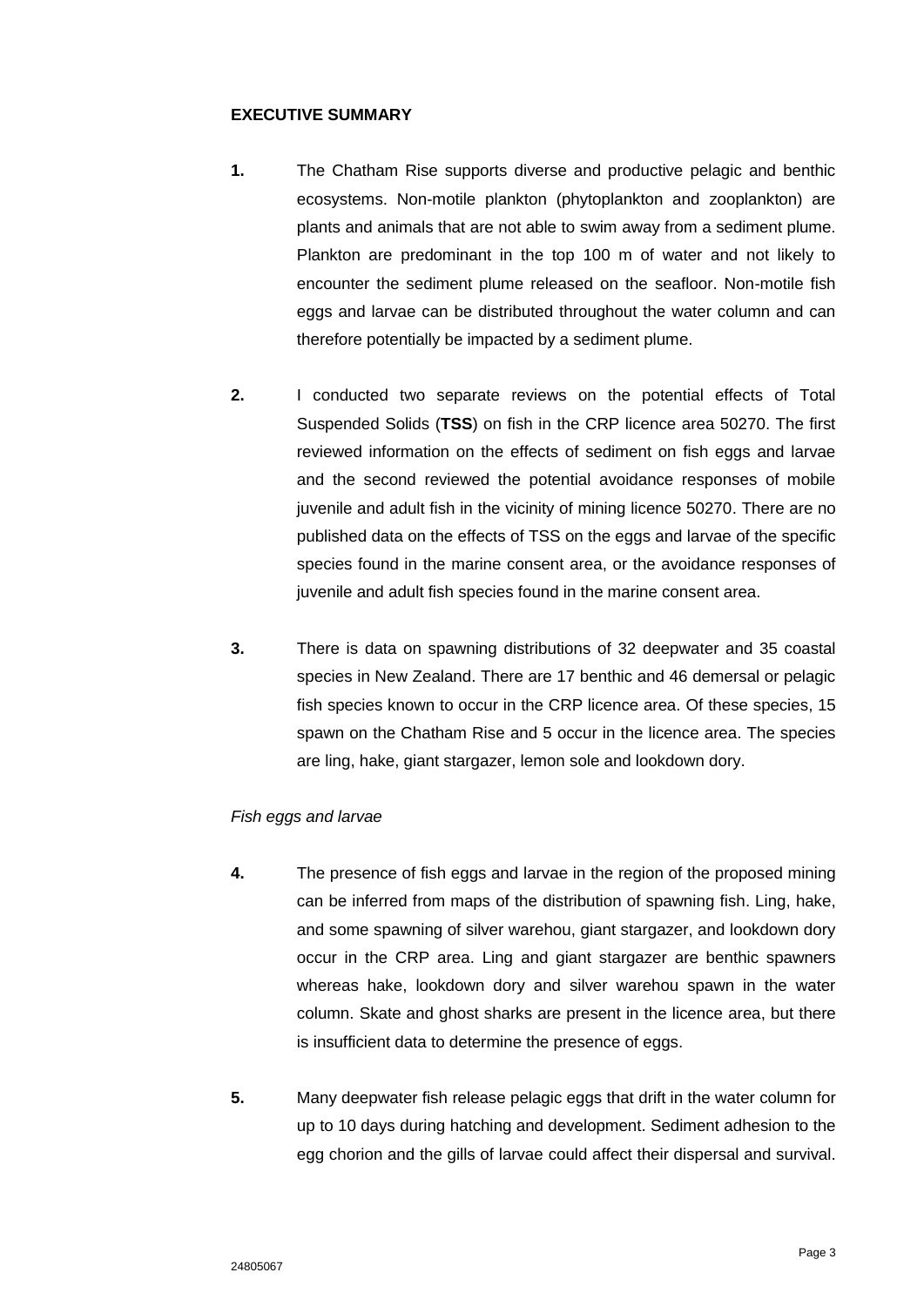**EXECUTIVE SUMMARY**

**1.** The Chatham Rise supports diverse and productive pelagic and benthic ecosystems. Non-motile plankton (phytoplankton and zooplankton) are plants and animals that are not able to swim away from a sediment plume. Plankton are predominant in the top 100 m of water and not likely to encounter the sediment plume released on the seafloor. Non-motile fish eggs and larvae can be distributed throughout the water column and can therefore potentially be impacted by a sediment plume.

**2.** I conducted two separate reviews on the potential effects of Total Suspended Solids (**TSS**) on fish in the CRP licence area 50270. The first reviewed information on the effects of sediment on fish eggs and larvae and the second reviewed the potential avoidance responses of mobile juvenile and adult fish in the vicinity of mining licence 50270. There are no published data on the effects of TSS on the eggs and larvae of the specific species found in the marine consent area, or the avoidance responses of juvenile and adult fish species found in the marine consent area.

**3.** There is data on spawning distributions of 32 deepwater and 35 coastal species in New Zealand. There are 17 benthic and 46 demersal or pelagic fish species known to occur in the CRP licence area. Of these species, 15 spawn on the Chatham Rise and 5 occur in the licence area. The species are ling, hake, giant stargazer, lemon sole and lookdown dory.

*Fish eggs and larvae*

**4.** The presence of fish eggs and larvae in the region of the proposed mining can be inferred from maps of the distribution of spawning fish. Ling, hake, and some spawning of silver warehou, giant stargazer, and lookdown dory occur in the CRP area. Ling and giant stargazer are benthic spawners whereas hake, lookdown dory and silver warehou spawn in the water column. Skate and ghost sharks are present in the licence area, but there is insufficient data to determine the presence of eggs.

**5.** Many deepwater fish release pelagic eggs that drift in the water column for up to 10 days during hatching and development. Sediment adhesion to the egg chorion and the gills of larvae could affect their dispersal and survival.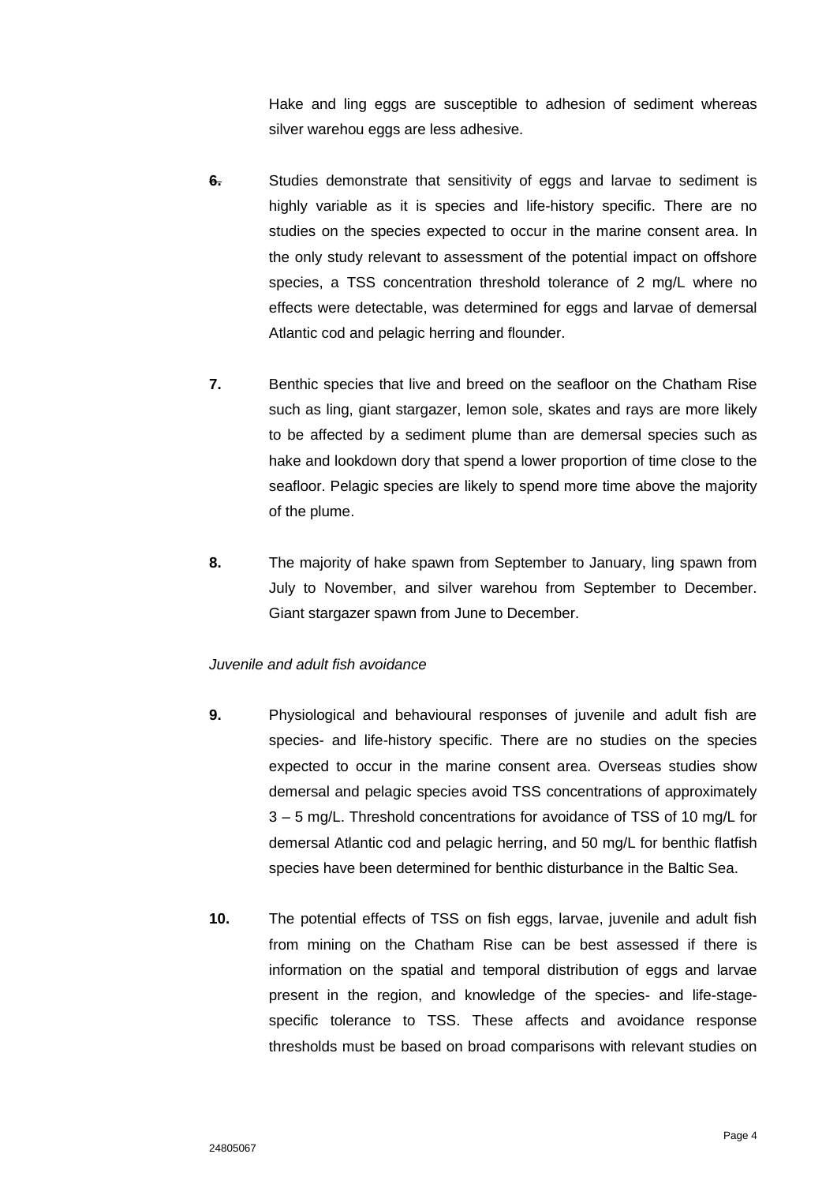Hake and ling eggs are susceptible to adhesion of sediment whereas silver warehou eggs are less adhesive.

**6.** Studies demonstrate that sensitivity of eggs and larvae to sediment is highly variable as it is species and life-history specific. There are no studies on the species expected to occur in the marine consent area. In the only study relevant to assessment of the potential impact on offshore species, a TSS concentration threshold tolerance of 2 mg/L where no effects were detectable, was determined for eggs and larvae of demersal Atlantic cod and pelagic herring and flounder.

**7.** Benthic species that live and breed on the seafloor on the Chatham Rise such as ling, giant stargazer, lemon sole, skates and rays are more likely to be affected by a sediment plume than are demersal species such as hake and lookdown dory that spend a lower proportion of time close to the seafloor. Pelagic species are likely to spend more time above the majority of the plume.

**8.** The majority of hake spawn from September to January, ling spawn from July to November, and silver warehou from September to December. Giant stargazer spawn from June to December.

*Juvenile and adult fish avoidance*

**9.** Physiological and behavioural responses of juvenile and adult fish are species- and life-history specific. There are no studies on the species expected to occur in the marine consent area. Overseas studies show demersal and pelagic species avoid TSS concentrations of approximately 3 – 5 mg/L. Threshold concentrations for avoidance of TSS of 10 mg/L for demersal Atlantic cod and pelagic herring, and 50 mg/L for benthic flatfish species have been determined for benthic disturbance in the Baltic Sea.

**10.** The potential effects of TSS on fish eggs, larvae, juvenile and adult fish from mining on the Chatham Rise can be best assessed if there is information on the spatial and temporal distribution of eggs and larvae present in the region, and knowledge of the species- and life-stage-specific tolerance to TSS. These affects and avoidance response thresholds must be based on broad comparisons with relevant studies on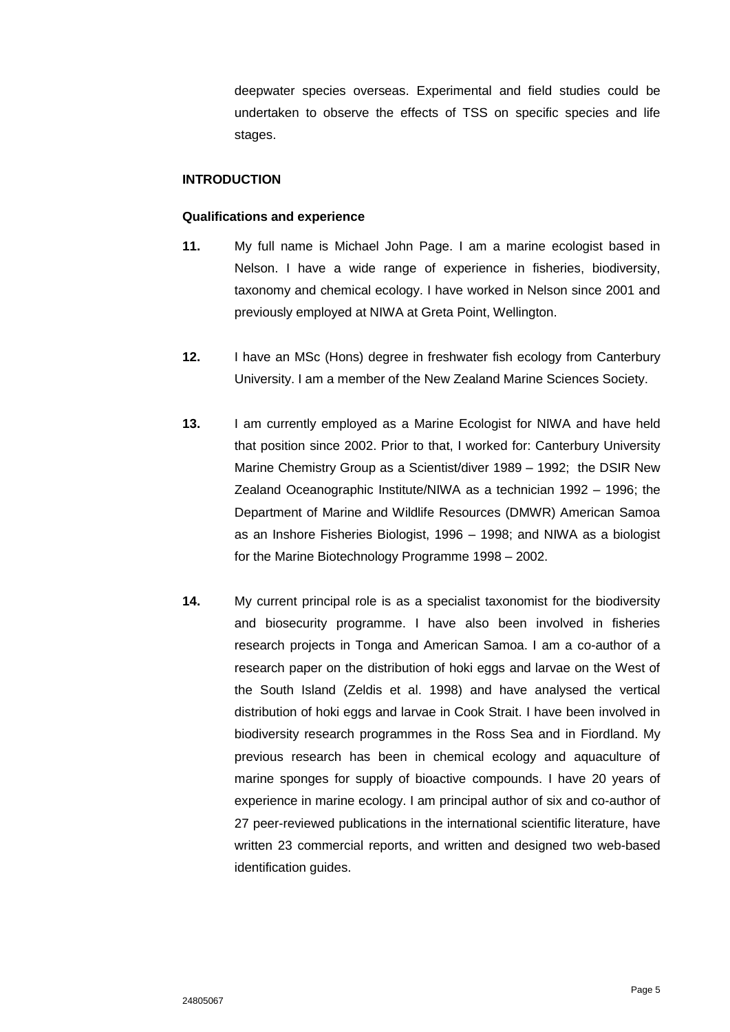deepwater species overseas. Experimental and field studies could be undertaken to observe the effects of TSS on specific species and life stages.

## INTRODUCTION

### Qualifications and experience

**11.** My full name is Michael John Page. I am a marine ecologist based in Nelson. I have a wide range of experience in fisheries, biodiversity, taxonomy and chemical ecology. I have worked in Nelson since 2001 and previously employed at NIWA at Greta Point, Wellington.

**12.** I have an MSc (Hons) degree in freshwater fish ecology from Canterbury University. I am a member of the New Zealand Marine Sciences Society.

**13.** I am currently employed as a Marine Ecologist for NIWA and have held that position since 2002. Prior to that, I worked for: Canterbury University Marine Chemistry Group as a Scientist/diver 1989 – 1992; the DSIR New Zealand Oceanographic Institute/NIWA as a technician 1992 – 1996; the Department of Marine and Wildlife Resources (DMWR) American Samoa as an Inshore Fisheries Biologist, 1996 – 1998; and NIWA as a biologist for the Marine Biotechnology Programme 1998 – 2002.

**14.** My current principal role is as a specialist taxonomist for the biodiversity and biosecurity programme. I have also been involved in fisheries research projects in Tonga and American Samoa. I am a co-author of a research paper on the distribution of hoki eggs and larvae on the West of the South Island (Zeldis et al. 1998) and have analysed the vertical distribution of hoki eggs and larvae in Cook Strait. I have been involved in biodiversity research programmes in the Ross Sea and in Fiordland. My previous research has been in chemical ecology and aquaculture of marine sponges for supply of bioactive compounds. I have 20 years of experience in marine ecology. I am principal author of six and co-author of 27 peer-reviewed publications in the international scientific literature, have written 23 commercial reports, and written and designed two web-based identification guides.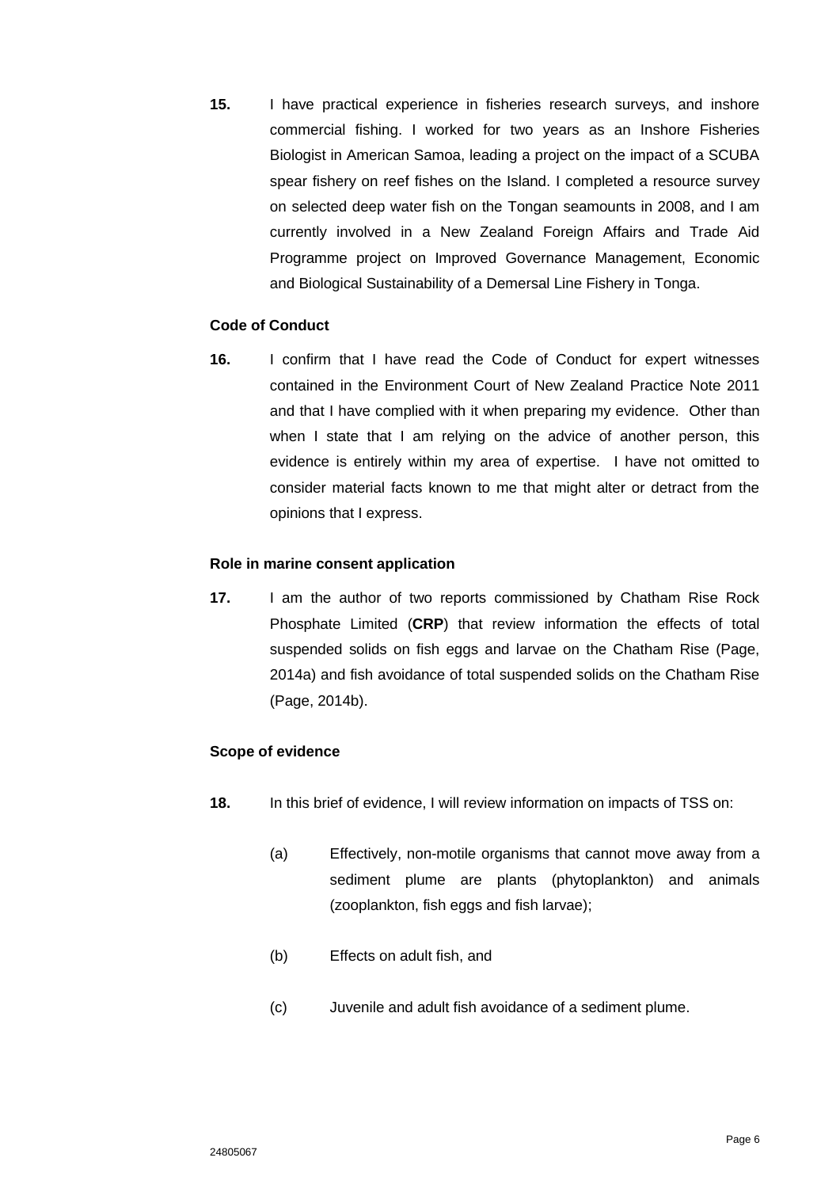**15.** I have practical experience in fisheries research surveys, and inshore commercial fishing. I worked for two years as an Inshore Fisheries Biologist in American Samoa, leading a project on the impact of a SCUBA spear fishery on reef fishes on the Island. I completed a resource survey on selected deep water fish on the Tongan seamounts in 2008, and I am currently involved in a New Zealand Foreign Affairs and Trade Aid Programme project on Improved Governance Management, Economic and Biological Sustainability of a Demersal Line Fishery in Tonga.

**Code of Conduct**

**16.** I confirm that I have read the Code of Conduct for expert witnesses contained in the Environment Court of New Zealand Practice Note 2011 and that I have complied with it when preparing my evidence. Other than when I state that I am relying on the advice of another person, this evidence is entirely within my area of expertise. I have not omitted to consider material facts known to me that might alter or detract from the opinions that I express.

**Role in marine consent application**

**17.** I am the author of two reports commissioned by Chatham Rise Rock Phosphate Limited (**CRP**) that review information the effects of total suspended solids on fish eggs and larvae on the Chatham Rise (Page, 2014a) and fish avoidance of total suspended solids on the Chatham Rise (Page, 2014b).

**Scope of evidence**

**18.** In this brief of evidence, I will review information on impacts of TSS on:

(a) Effectively, non-motile organisms that cannot move away from a sediment plume are plants (phytoplankton) and animals (zooplankton, fish eggs and fish larvae);

(b) Effects on adult fish, and

(c) Juvenile and adult fish avoidance of a sediment plume.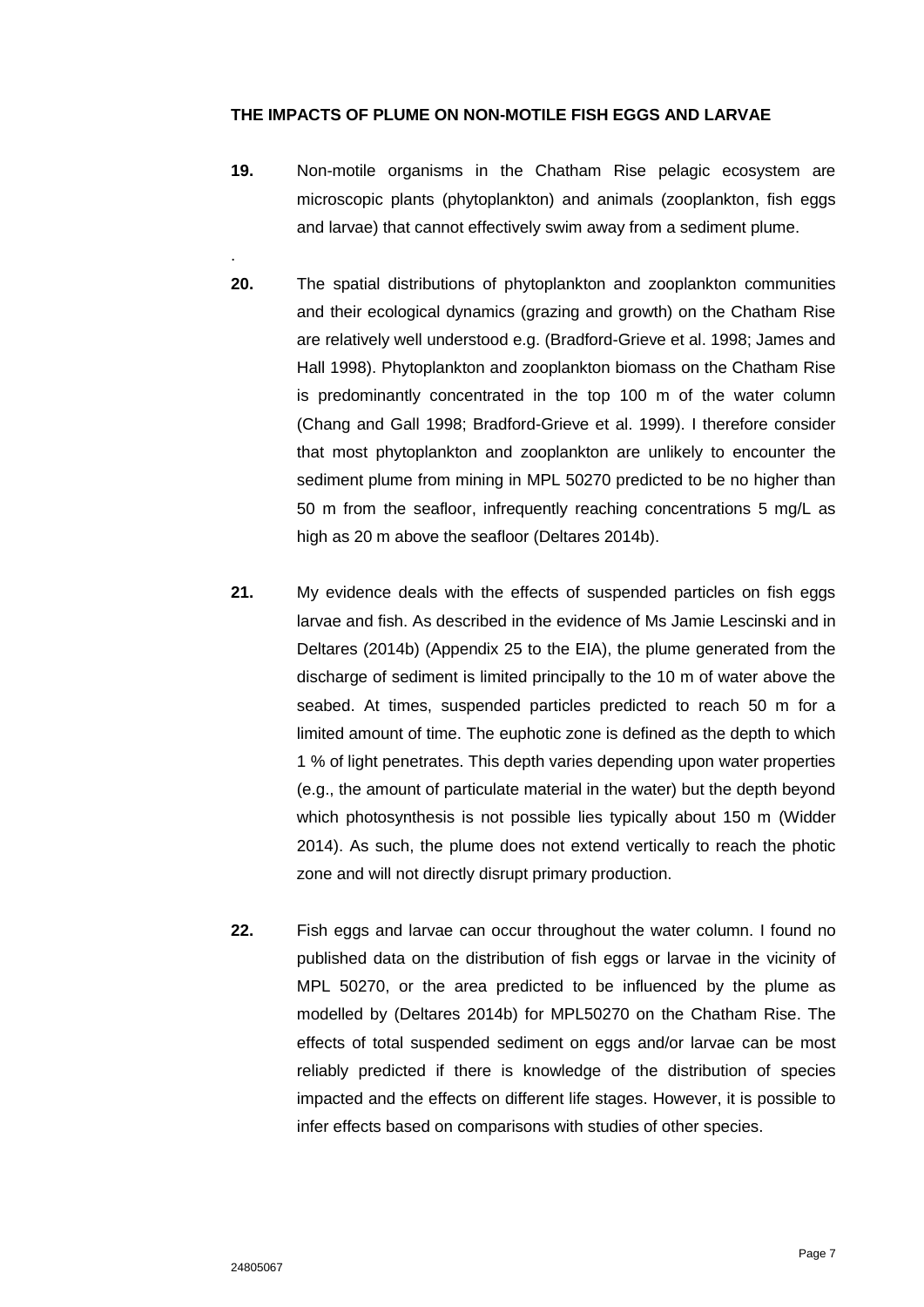**THE IMPACTS OF PLUME ON NON-MOTILE FISH EGGS AND LARVAE**

**19.** Non-motile organisms in the Chatham Rise pelagic ecosystem are microscopic plants (phytoplankton) and animals (zooplankton, fish eggs and larvae) that cannot effectively swim away from a sediment plume.

.

**20.** The spatial distributions of phytoplankton and zooplankton communities and their ecological dynamics (grazing and growth) on the Chatham Rise are relatively well understood e.g. (Bradford-Grieve et al. 1998; James and Hall 1998). Phytoplankton and zooplankton biomass on the Chatham Rise is predominantly concentrated in the top 100 m of the water column (Chang and Gall 1998; Bradford-Grieve et al. 1999). I therefore consider that most phytoplankton and zooplankton are unlikely to encounter the sediment plume from mining in MPL 50270 predicted to be no higher than 50 m from the seafloor, infrequently reaching concentrations 5 mg/L as high as 20 m above the seafloor (Deltares 2014b).

**21.** My evidence deals with the effects of suspended particles on fish eggs larvae and fish. As described in the evidence of Ms Jamie Lescinski and in Deltares (2014b) (Appendix 25 to the EIA), the plume generated from the discharge of sediment is limited principally to the 10 m of water above the seabed. At times, suspended particles predicted to reach 50 m for a limited amount of time. The euphotic zone is defined as the depth to which 1 % of light penetrates. This depth varies depending upon water properties (e.g., the amount of particulate material in the water) but the depth beyond which photosynthesis is not possible lies typically about 150 m (Widder 2014). As such, the plume does not extend vertically to reach the photic zone and will not directly disrupt primary production.

**22.** Fish eggs and larvae can occur throughout the water column. I found no published data on the distribution of fish eggs or larvae in the vicinity of MPL 50270, or the area predicted to be influenced by the plume as modelled by (Deltares 2014b) for MPL50270 on the Chatham Rise. The effects of total suspended sediment on eggs and/or larvae can be most reliably predicted if there is knowledge of the distribution of species impacted and the effects on different life stages. However, it is possible to infer effects based on comparisons with studies of other species.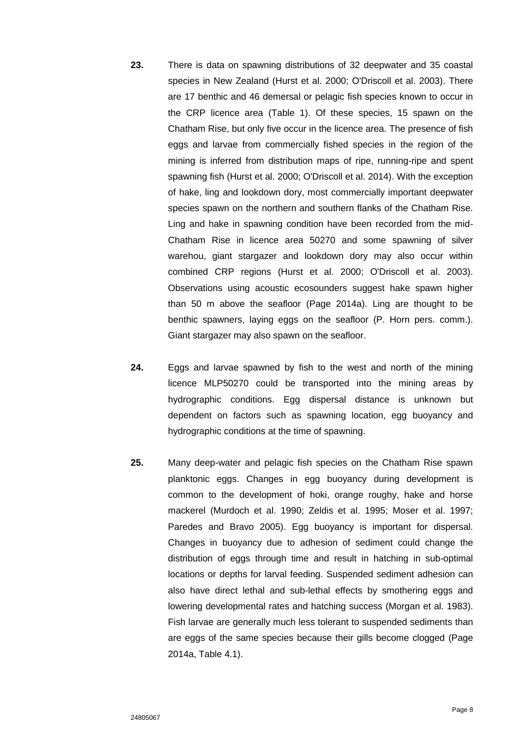**23.** There is data on spawning distributions of 32 deepwater and 35 coastal species in New Zealand (Hurst et al. 2000; O'Driscoll et al. 2003). There are 17 benthic and 46 demersal or pelagic fish species known to occur in the CRP licence area (Table 1). Of these species, 15 spawn on the Chatham Rise, but only five occur in the licence area. The presence of fish eggs and larvae from commercially fished species in the region of the mining is inferred from distribution maps of ripe, running-ripe and spent spawning fish (Hurst et al. 2000; O'Driscoll et al. 2014). With the exception of hake, ling and lookdown dory, most commercially important deepwater species spawn on the northern and southern flanks of the Chatham Rise. Ling and hake in spawning condition have been recorded from the mid-Chatham Rise in licence area 50270 and some spawning of silver warehou, giant stargazer and lookdown dory may also occur within combined CRP regions (Hurst et al. 2000; O'Driscoll et al. 2003). Observations using acoustic ecosounders suggest hake spawn higher than 50 m above the seafloor (Page 2014a). Ling are thought to be benthic spawners, laying eggs on the seafloor (P. Horn pers. comm.). Giant stargazer may also spawn on the seafloor.

**24.** Eggs and larvae spawned by fish to the west and north of the mining licence MLP50270 could be transported into the mining areas by hydrographic conditions. Egg dispersal distance is unknown but dependent on factors such as spawning location, egg buoyancy and hydrographic conditions at the time of spawning.

**25.** Many deep-water and pelagic fish species on the Chatham Rise spawn planktonic eggs. Changes in egg buoyancy during development is common to the development of hoki, orange roughy, hake and horse mackerel (Murdoch et al. 1990; Zeldis et al. 1995; Moser et al. 1997; Paredes and Bravo 2005). Egg buoyancy is important for dispersal. Changes in buoyancy due to adhesion of sediment could change the distribution of eggs through time and result in hatching in sub-optimal locations or depths for larval feeding. Suspended sediment adhesion can also have direct lethal and sub-lethal effects by smothering eggs and lowering developmental rates and hatching success (Morgan et al. 1983). Fish larvae are generally much less tolerant to suspended sediments than are eggs of the same species because their gills become clogged (Page 2014a, Table 4.1).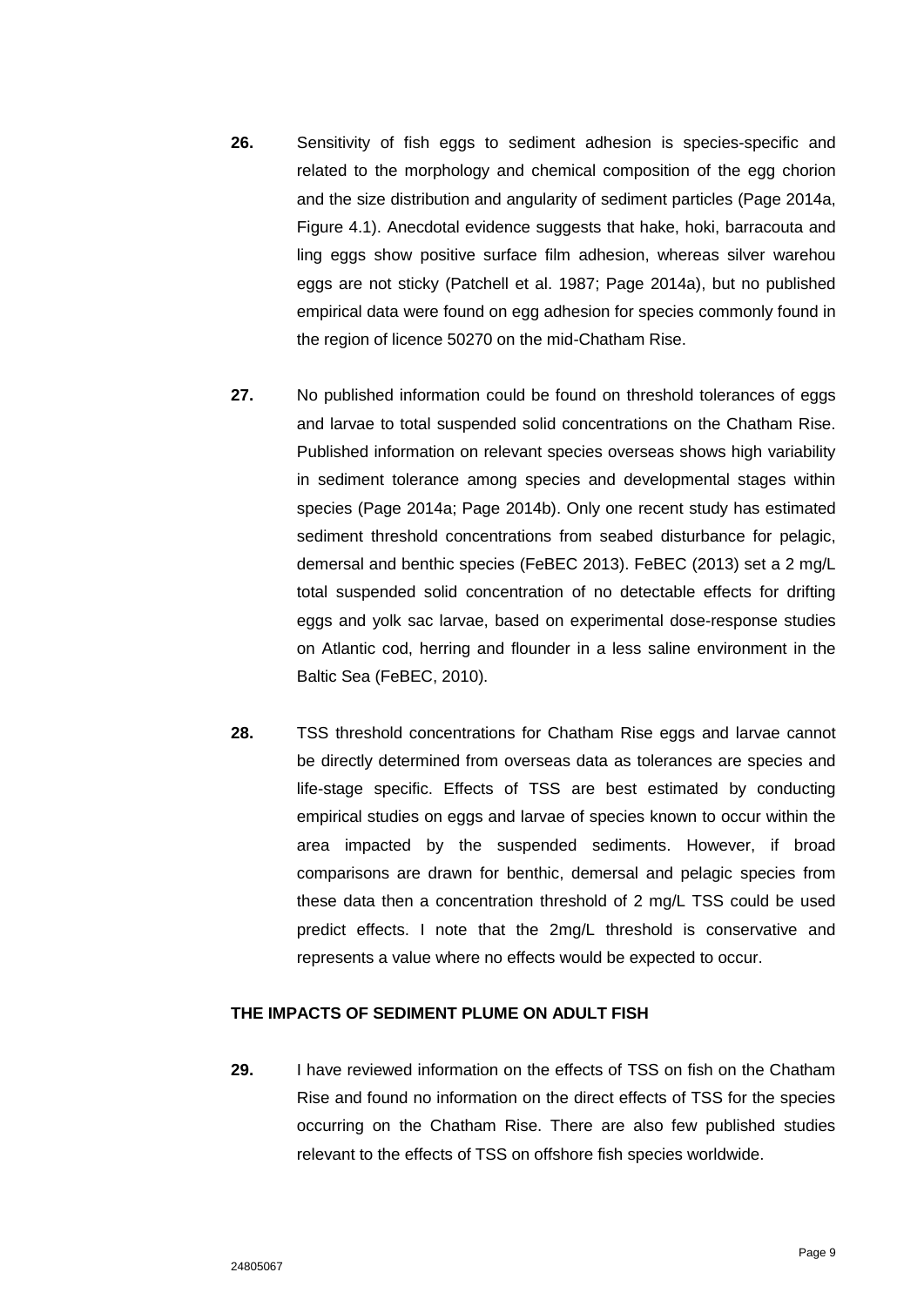**26.** Sensitivity of fish eggs to sediment adhesion is species-specific and related to the morphology and chemical composition of the egg chorion and the size distribution and angularity of sediment particles (Page 2014a, Figure 4.1). Anecdotal evidence suggests that hake, hoki, barracouta and ling eggs show positive surface film adhesion, whereas silver warehou eggs are not sticky (Patchell et al. 1987; Page 2014a), but no published empirical data were found on egg adhesion for species commonly found in the region of licence 50270 on the mid-Chatham Rise.

**27.** No published information could be found on threshold tolerances of eggs and larvae to total suspended solid concentrations on the Chatham Rise. Published information on relevant species overseas shows high variability in sediment tolerance among species and developmental stages within species (Page 2014a; Page 2014b). Only one recent study has estimated sediment threshold concentrations from seabed disturbance for pelagic, demersal and benthic species (FeBEC 2013). FeBEC (2013) set a 2 mg/L total suspended solid concentration of no detectable effects for drifting eggs and yolk sac larvae, based on experimental dose-response studies on Atlantic cod, herring and flounder in a less saline environment in the Baltic Sea (FeBEC, 2010).

**28.** TSS threshold concentrations for Chatham Rise eggs and larvae cannot be directly determined from overseas data as tolerances are species and life-stage specific. Effects of TSS are best estimated by conducting empirical studies on eggs and larvae of species known to occur within the area impacted by the suspended sediments. However, if broad comparisons are drawn for benthic, demersal and pelagic species from these data then a concentration threshold of 2 mg/L TSS could be used predict effects. I note that the 2mg/L threshold is conservative and represents a value where no effects would be expected to occur.

## THE IMPACTS OF SEDIMENT PLUME ON ADULT FISH

**29.** I have reviewed information on the effects of TSS on fish on the Chatham Rise and found no information on the direct effects of TSS for the species occurring on the Chatham Rise. There are also few published studies relevant to the effects of TSS on offshore fish species worldwide.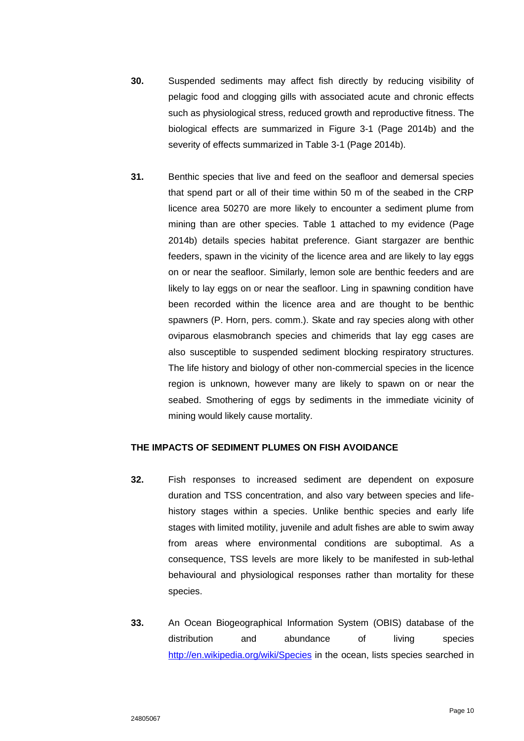**30.** Suspended sediments may affect fish directly by reducing visibility of pelagic food and clogging gills with associated acute and chronic effects such as physiological stress, reduced growth and reproductive fitness. The biological effects are summarized in Figure 3-1 (Page 2014b) and the severity of effects summarized in Table 3-1 (Page 2014b).

**31.** Benthic species that live and feed on the seafloor and demersal species that spend part or all of their time within 50 m of the seabed in the CRP licence area 50270 are more likely to encounter a sediment plume from mining than are other species. Table 1 attached to my evidence (Page 2014b) details species habitat preference. Giant stargazer are benthic feeders, spawn in the vicinity of the licence area and are likely to lay eggs on or near the seafloor. Similarly, lemon sole are benthic feeders and are likely to lay eggs on or near the seafloor. Ling in spawning condition have been recorded within the licence area and are thought to be benthic spawners (P. Horn, pers. comm.). Skate and ray species along with other oviparous elasmobranch species and chimerids that lay egg cases are also susceptible to suspended sediment blocking respiratory structures. The life history and biology of other non-commercial species in the licence region is unknown, however many are likely to spawn on or near the seabed. Smothering of eggs by sediments in the immediate vicinity of mining would likely cause mortality.

## THE IMPACTS OF SEDIMENT PLUMES ON FISH AVOIDANCE

**32.** Fish responses to increased sediment are dependent on exposure duration and TSS concentration, and also vary between species and life-history stages within a species. Unlike benthic species and early life stages with limited motility, juvenile and adult fishes are able to swim away from areas where environmental conditions are suboptimal. As a consequence, TSS levels are more likely to be manifested in sub-lethal behavioural and physiological responses rather than mortality for these species.

**33.** An Ocean Biogeographical Information System (OBIS) database of the distribution and abundance of living species http://en.wikipedia.org/wiki/Species in the ocean, lists species searched in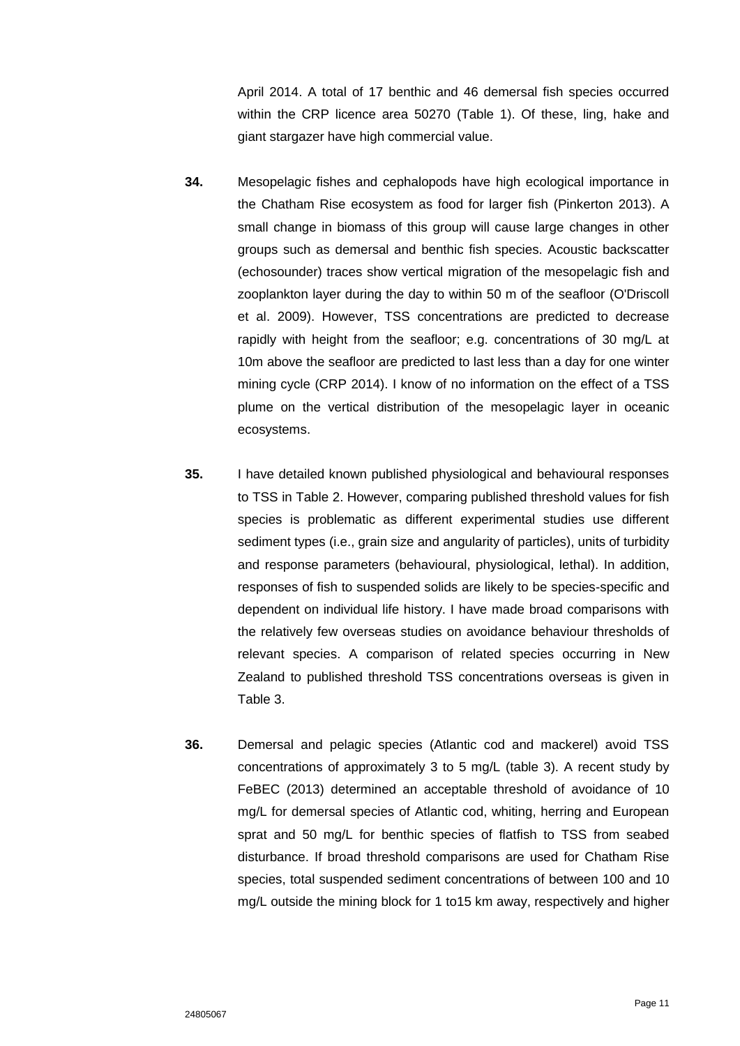April 2014. A total of 17 benthic and 46 demersal fish species occurred within the CRP licence area 50270 (Table 1). Of these, ling, hake and giant stargazer have high commercial value.

**34.** Mesopelagic fishes and cephalopods have high ecological importance in the Chatham Rise ecosystem as food for larger fish (Pinkerton 2013). A small change in biomass of this group will cause large changes in other groups such as demersal and benthic fish species. Acoustic backscatter (echosounder) traces show vertical migration of the mesopelagic fish and zooplankton layer during the day to within 50 m of the seafloor (O'Driscoll et al. 2009). However, TSS concentrations are predicted to decrease rapidly with height from the seafloor; e.g. concentrations of 30 mg/L at 10m above the seafloor are predicted to last less than a day for one winter mining cycle (CRP 2014). I know of no information on the effect of a TSS plume on the vertical distribution of the mesopelagic layer in oceanic ecosystems.

**35.** I have detailed known published physiological and behavioural responses to TSS in Table 2. However, comparing published threshold values for fish species is problematic as different experimental studies use different sediment types (i.e., grain size and angularity of particles), units of turbidity and response parameters (behavioural, physiological, lethal). In addition, responses of fish to suspended solids are likely to be species-specific and dependent on individual life history. I have made broad comparisons with the relatively few overseas studies on avoidance behaviour thresholds of relevant species. A comparison of related species occurring in New Zealand to published threshold TSS concentrations overseas is given in Table 3.

**36.** Demersal and pelagic species (Atlantic cod and mackerel) avoid TSS concentrations of approximately 3 to 5 mg/L (table 3). A recent study by FeBEC (2013) determined an acceptable threshold of avoidance of 10 mg/L for demersal species of Atlantic cod, whiting, herring and European sprat and 50 mg/L for benthic species of flatfish to TSS from seabed disturbance. If broad threshold comparisons are used for Chatham Rise species, total suspended sediment concentrations of between 100 and 10 mg/L outside the mining block for 1 to15 km away, respectively and higher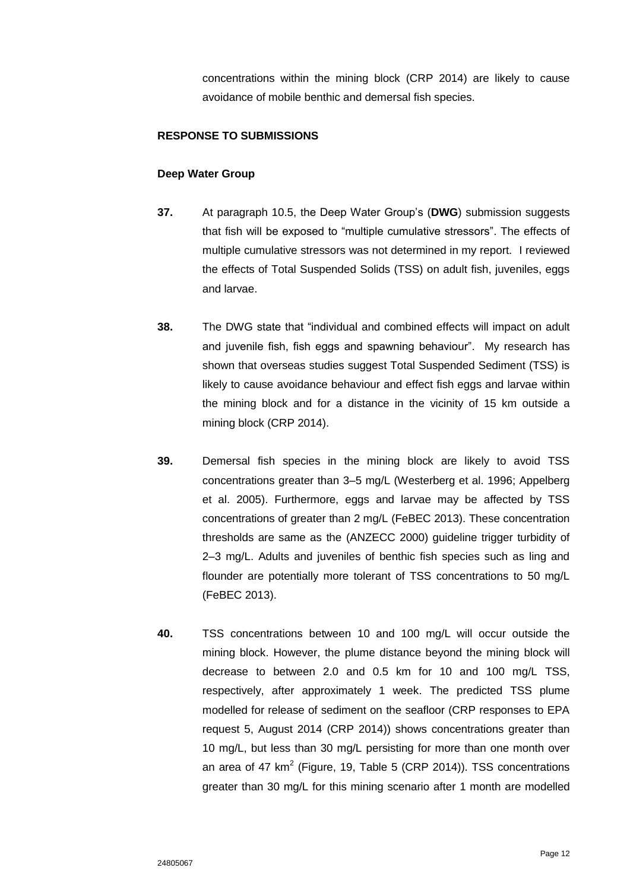concentrations within the mining block (CRP 2014) are likely to cause avoidance of mobile benthic and demersal fish species.

## RESPONSE TO SUBMISSIONS

### Deep Water Group

**37.** At paragraph 10.5, the Deep Water Group's (**DWG**) submission suggests that fish will be exposed to "multiple cumulative stressors". The effects of multiple cumulative stressors was not determined in my report. I reviewed the effects of Total Suspended Solids (TSS) on adult fish, juveniles, eggs and larvae.

**38.** The DWG state that "individual and combined effects will impact on adult and juvenile fish, fish eggs and spawning behaviour". My research has shown that overseas studies suggest Total Suspended Sediment (TSS) is likely to cause avoidance behaviour and effect fish eggs and larvae within the mining block and for a distance in the vicinity of 15 km outside a mining block (CRP 2014).

**39.** Demersal fish species in the mining block are likely to avoid TSS concentrations greater than 3–5 mg/L (Westerberg et al. 1996; Appelberg et al. 2005). Furthermore, eggs and larvae may be affected by TSS concentrations of greater than 2 mg/L (FeBEC 2013). These concentration thresholds are same as the (ANZECC 2000) guideline trigger turbidity of 2–3 mg/L. Adults and juveniles of benthic fish species such as ling and flounder are potentially more tolerant of TSS concentrations to 50 mg/L (FeBEC 2013).

**40.** TSS concentrations between 10 and 100 mg/L will occur outside the mining block. However, the plume distance beyond the mining block will decrease to between 2.0 and 0.5 km for 10 and 100 mg/L TSS, respectively, after approximately 1 week. The predicted TSS plume modelled for release of sediment on the seafloor (CRP responses to EPA request 5, August 2014 (CRP 2014)) shows concentrations greater than 10 mg/L, but less than 30 mg/L persisting for more than one month over an area of 47 km$^2$ (Figure, 19, Table 5 (CRP 2014)). TSS concentrations greater than 30 mg/L for this mining scenario after 1 month are modelled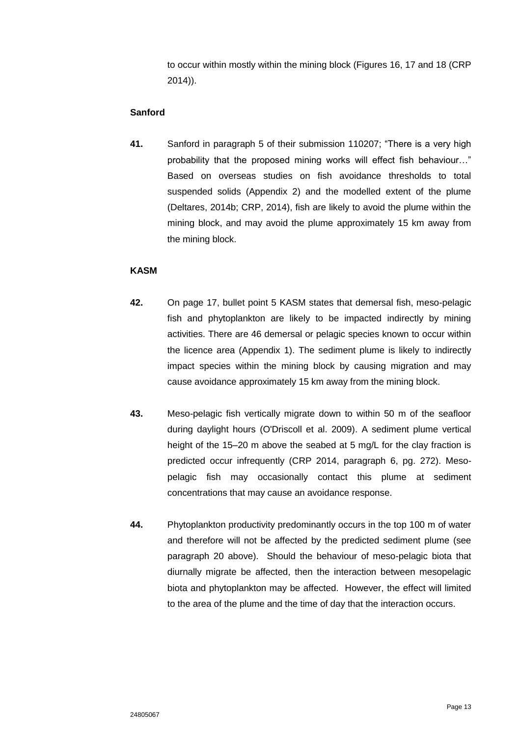to occur within mostly within the mining block (Figures 16, 17 and 18 (CRP 2014)).

**Sanford**

**41.** Sanford in paragraph 5 of their submission 110207; "There is a very high probability that the proposed mining works will effect fish behaviour…" Based on overseas studies on fish avoidance thresholds to total suspended solids (Appendix 2) and the modelled extent of the plume (Deltares, 2014b; CRP, 2014), fish are likely to avoid the plume within the mining block, and may avoid the plume approximately 15 km away from the mining block.

**KASM**

**42.** On page 17, bullet point 5 KASM states that demersal fish, meso-pelagic fish and phytoplankton are likely to be impacted indirectly by mining activities. There are 46 demersal or pelagic species known to occur within the licence area (Appendix 1). The sediment plume is likely to indirectly impact species within the mining block by causing migration and may cause avoidance approximately 15 km away from the mining block.

**43.** Meso-pelagic fish vertically migrate down to within 50 m of the seafloor during daylight hours (O'Driscoll et al. 2009). A sediment plume vertical height of the 15–20 m above the seabed at 5 mg/L for the clay fraction is predicted occur infrequently (CRP 2014, paragraph 6, pg. 272). Meso-pelagic fish may occasionally contact this plume at sediment concentrations that may cause an avoidance response.

**44.** Phytoplankton productivity predominantly occurs in the top 100 m of water and therefore will not be affected by the predicted sediment plume (see paragraph 20 above). Should the behaviour of meso-pelagic biota that diurnally migrate be affected, then the interaction between mesopelagic biota and phytoplankton may be affected. However, the effect will limited to the area of the plume and the time of day that the interaction occurs.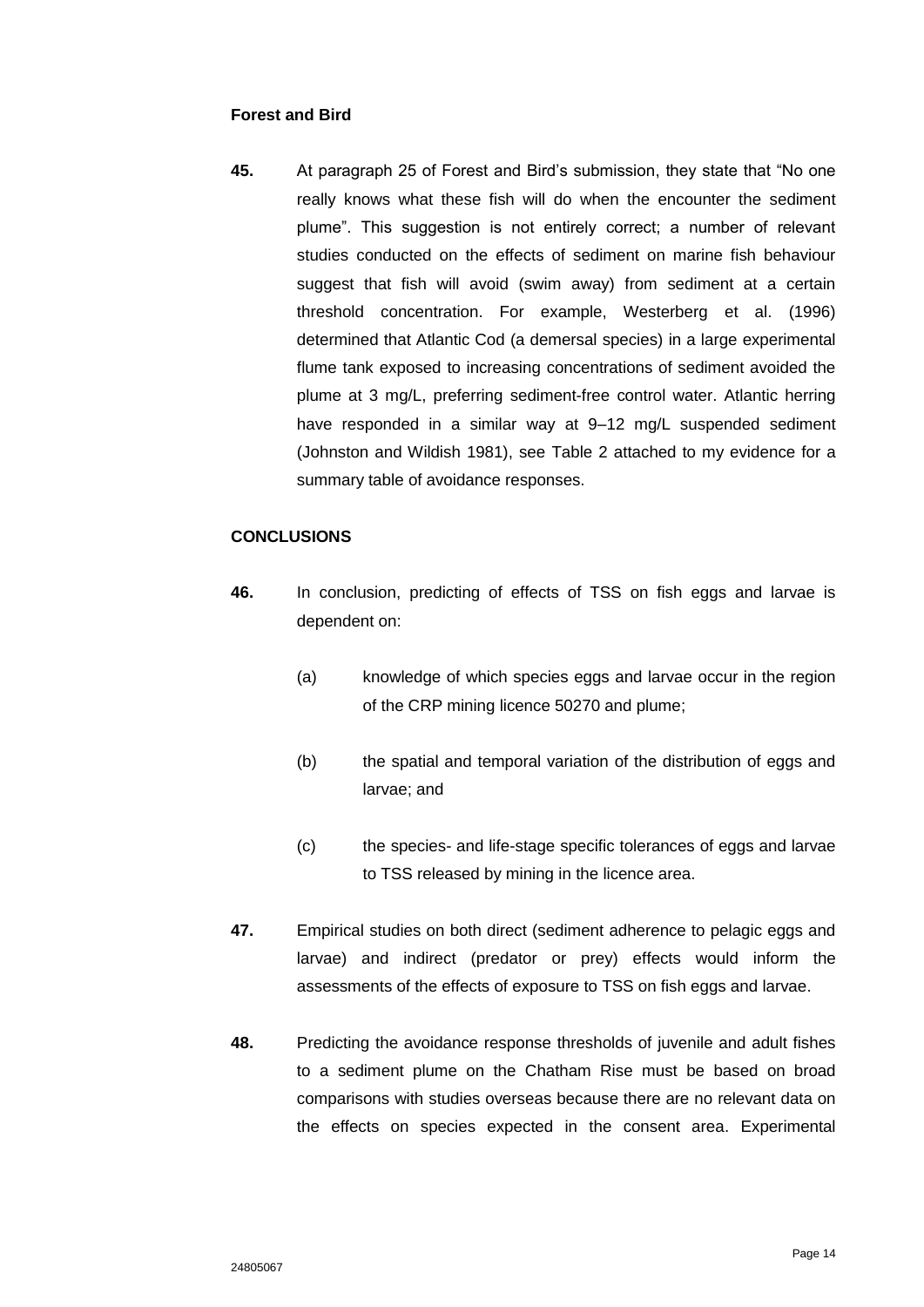**Forest and Bird**

**45.** At paragraph 25 of Forest and Bird's submission, they state that "No one really knows what these fish will do when the encounter the sediment plume". This suggestion is not entirely correct; a number of relevant studies conducted on the effects of sediment on marine fish behaviour suggest that fish will avoid (swim away) from sediment at a certain threshold concentration. For example, Westerberg et al. (1996) determined that Atlantic Cod (a demersal species) in a large experimental flume tank exposed to increasing concentrations of sediment avoided the plume at 3 mg/L, preferring sediment-free control water. Atlantic herring have responded in a similar way at 9–12 mg/L suspended sediment (Johnston and Wildish 1981), see Table 2 attached to my evidence for a summary table of avoidance responses.

**CONCLUSIONS**

**46.** In conclusion, predicting of effects of TSS on fish eggs and larvae is dependent on:

(a) knowledge of which species eggs and larvae occur in the region of the CRP mining licence 50270 and plume;

(b) the spatial and temporal variation of the distribution of eggs and larvae; and

(c) the species- and life-stage specific tolerances of eggs and larvae to TSS released by mining in the licence area.

**47.** Empirical studies on both direct (sediment adherence to pelagic eggs and larvae) and indirect (predator or prey) effects would inform the assessments of the effects of exposure to TSS on fish eggs and larvae.

**48.** Predicting the avoidance response thresholds of juvenile and adult fishes to a sediment plume on the Chatham Rise must be based on broad comparisons with studies overseas because there are no relevant data on the effects on species expected in the consent area. Experimental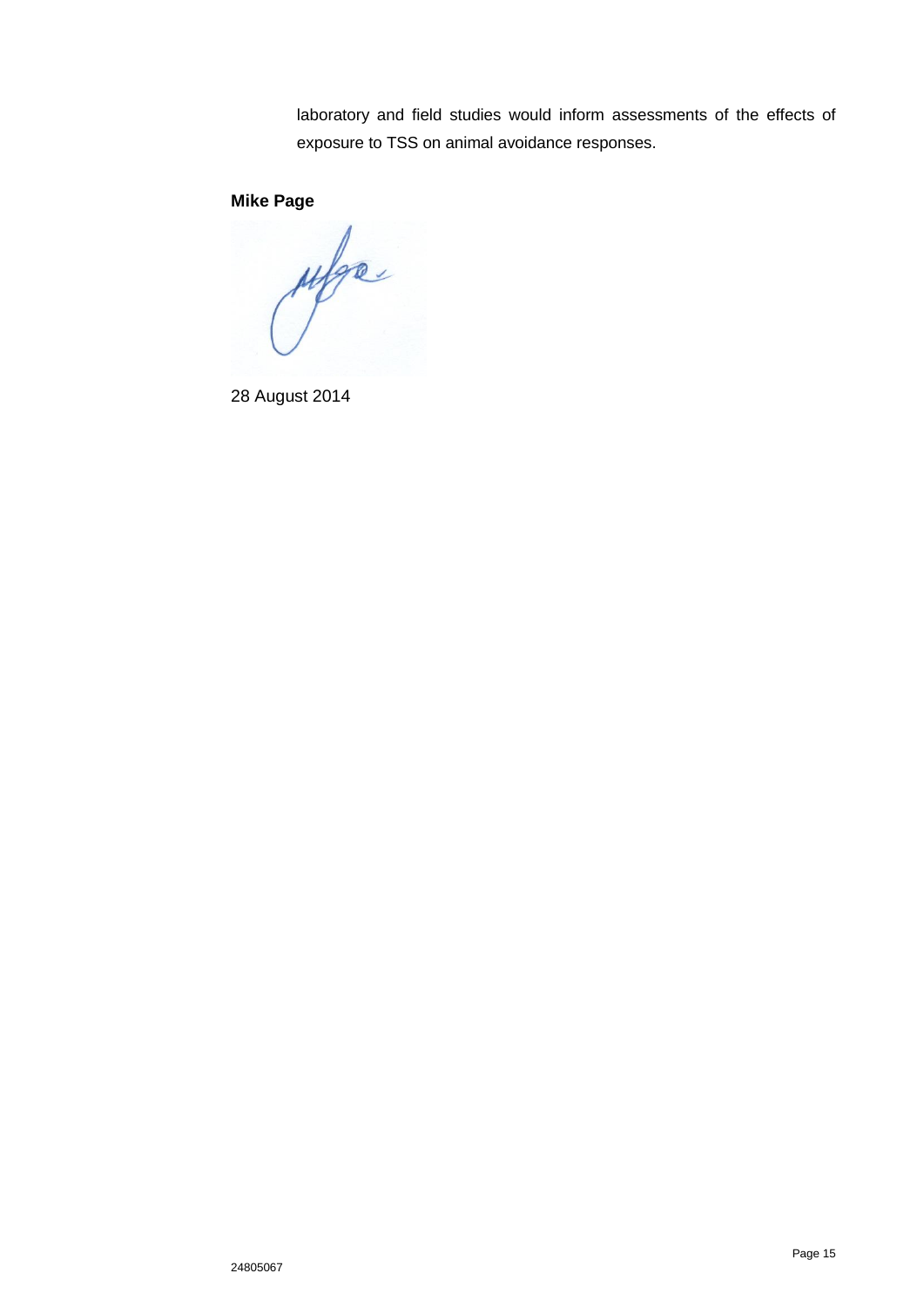laboratory and field studies would inform assessments of the effects of exposure to TSS on animal avoidance responses.

**Mike Page**

28 August 2014

24805067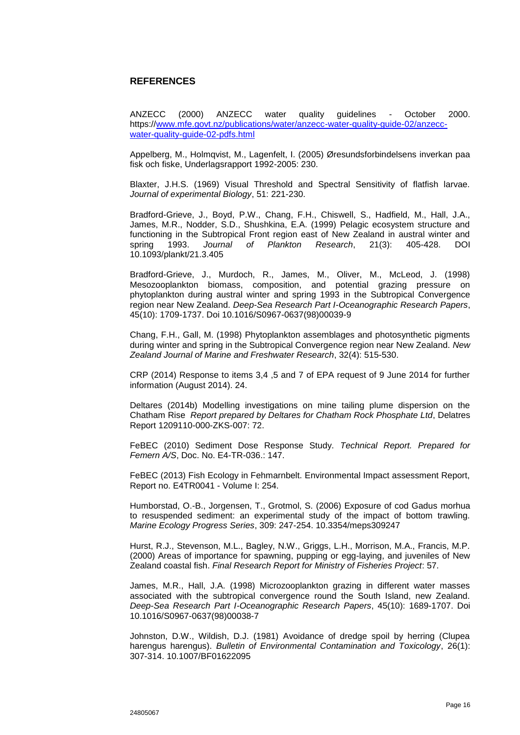## REFERENCES

ANZECC (2000) ANZECC water quality guidelines - October 2000. https://www.mfe.govt.nz/publications/water/anzecc-water-quality-guide-02/anzecc-water-quality-guide-02-pdfs.html

Appelberg, M., Holmqvist, M., Lagenfelt, I. (2005) Øresundsforbindelsens inverkan paa fisk och fiske, Underlagsrapport 1992-2005: 230.

Blaxter, J.H.S. (1969) Visual Threshold and Spectral Sensitivity of flatfish larvae. *Journal of experimental Biology*, 51: 221-230.

Bradford-Grieve, J., Boyd, P.W., Chang, F.H., Chiswell, S., Hadfield, M., Hall, J.A., James, M.R., Nodder, S.D., Shushkina, E.A. (1999) Pelagic ecosystem structure and functioning in the Subtropical Front region east of New Zealand in austral winter and spring 1993. *Journal of Plankton Research*, 21(3): 405-428. DOI 10.1093/plankt/21.3.405

Bradford-Grieve, J., Murdoch, R., James, M., Oliver, M., McLeod, J. (1998) Mesozooplankton biomass, composition, and potential grazing pressure on phytoplankton during austral winter and spring 1993 in the Subtropical Convergence region near New Zealand. *Deep-Sea Research Part I-Oceanographic Research Papers*, 45(10): 1709-1737. Doi 10.1016/S0967-0637(98)00039-9

Chang, F.H., Gall, M. (1998) Phytoplankton assemblages and photosynthetic pigments during winter and spring in the Subtropical Convergence region near New Zealand. *New Zealand Journal of Marine and Freshwater Research*, 32(4): 515-530.

CRP (2014) Response to items 3,4 ,5 and 7 of EPA request of 9 June 2014 for further information (August 2014). 24.

Deltares (2014b) Modelling investigations on mine tailing plume dispersion on the Chatham Rise *Report prepared by Deltares for Chatham Rock Phosphate Ltd*, Delatres Report 1209110-000-ZKS-007: 72.

FeBEC (2010) Sediment Dose Response Study. *Technical Report. Prepared for Femern A/S*, Doc. No. E4-TR-036.: 147.

FeBEC (2013) Fish Ecology in Fehmarnbelt. Environmental Impact assessment Report, Report no. E4TR0041 - Volume I: 254.

Humborstad, O.-B., Jorgensen, T., Grotmol, S. (2006) Exposure of cod Gadus morhua to resuspended sediment: an experimental study of the impact of bottom trawling. *Marine Ecology Progress Series*, 309: 247-254. 10.3354/meps309247

Hurst, R.J., Stevenson, M.L., Bagley, N.W., Griggs, L.H., Morrison, M.A., Francis, M.P. (2000) Areas of importance for spawning, pupping or egg-laying, and juveniles of New Zealand coastal fish. *Final Research Report for Ministry of Fisheries Project*: 57.

James, M.R., Hall, J.A. (1998) Microzooplankton grazing in different water masses associated with the subtropical convergence round the South Island, new Zealand. *Deep-Sea Research Part I-Oceanographic Research Papers*, 45(10): 1689-1707. Doi 10.1016/S0967-0637(98)00038-7

Johnston, D.W., Wildish, D.J. (1981) Avoidance of dredge spoil by herring (Clupea harengus harengus). *Bulletin of Environmental Contamination and Toxicology*, 26(1): 307-314. 10.1007/BF01622095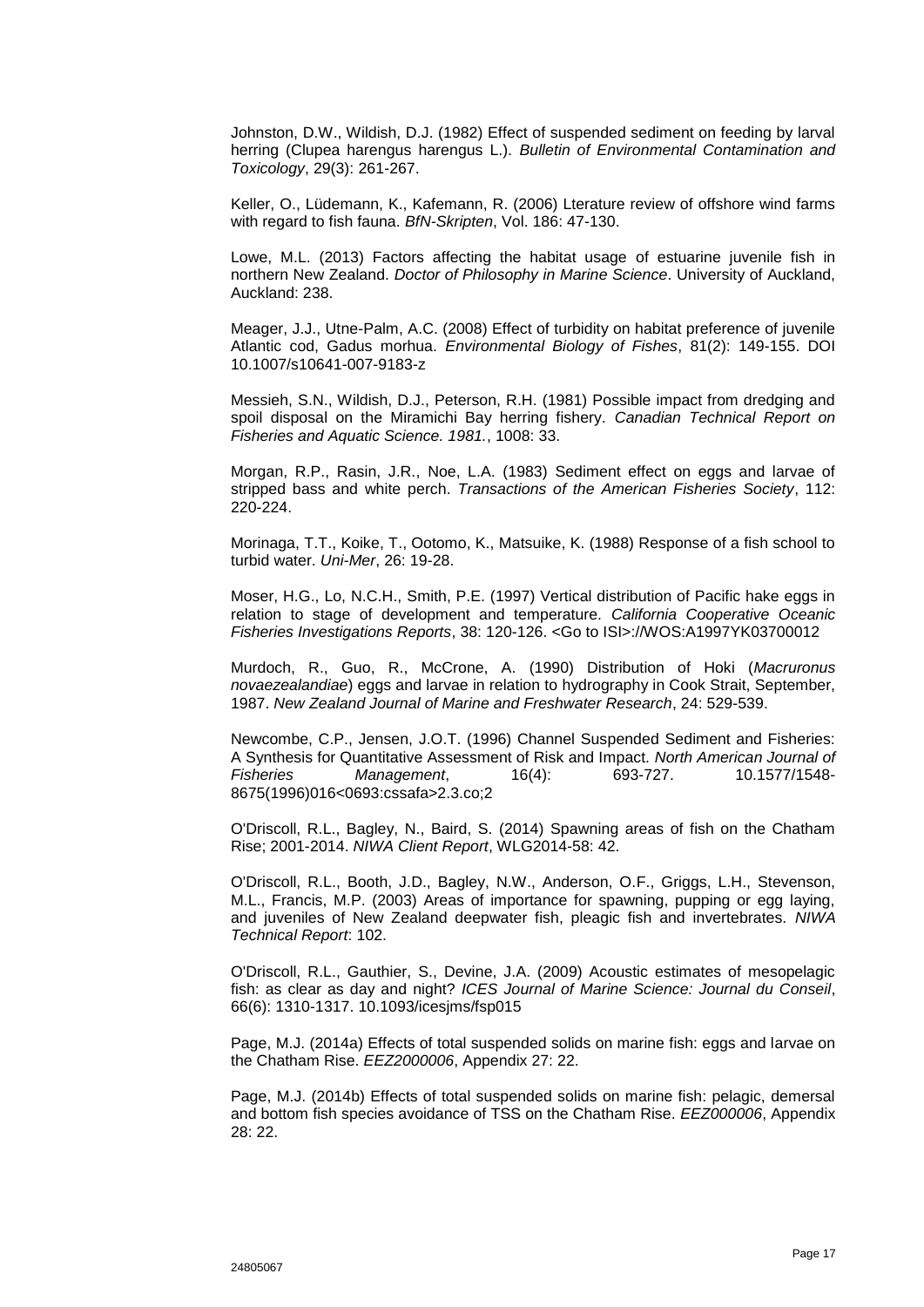Johnston, D.W., Wildish, D.J. (1982) Effect of suspended sediment on feeding by larval herring (Clupea harengus harengus L.). *Bulletin of Environmental Contamination and Toxicology*, 29(3): 261-267.

Keller, O., Lüdemann, K., Kafemann, R. (2006) Lterature review of offshore wind farms with regard to fish fauna. *BfN-Skripten*, Vol. 186: 47-130.

Lowe, M.L. (2013) Factors affecting the habitat usage of estuarine juvenile fish in northern New Zealand. *Doctor of Philosophy in Marine Science*. University of Auckland, Auckland: 238.

Meager, J.J., Utne-Palm, A.C. (2008) Effect of turbidity on habitat preference of juvenile Atlantic cod, Gadus morhua. *Environmental Biology of Fishes*, 81(2): 149-155. DOI 10.1007/s10641-007-9183-z

Messieh, S.N., Wildish, D.J., Peterson, R.H. (1981) Possible impact from dredging and spoil disposal on the Miramichi Bay herring fishery. *Canadian Technical Report on Fisheries and Aquatic Science. 1981.*, 1008: 33.

Morgan, R.P., Rasin, J.R., Noe, L.A. (1983) Sediment effect on eggs and larvae of stripped bass and white perch. *Transactions of the American Fisheries Society*, 112: 220-224.

Morinaga, T.T., Koike, T., Ootomo, K., Matsuike, K. (1988) Response of a fish school to turbid water. *Uni-Mer*, 26: 19-28.

Moser, H.G., Lo, N.C.H., Smith, P.E. (1997) Vertical distribution of Pacific hake eggs in relation to stage of development and temperature. *California Cooperative Oceanic Fisheries Investigations Reports*, 38: 120-126. <Go to ISI>://WOS:A1997YK03700012

Murdoch, R., Guo, R., McCrone, A. (1990) Distribution of Hoki (*Macruronus novaezealandiae*) eggs and larvae in relation to hydrography in Cook Strait, September, 1987. *New Zealand Journal of Marine and Freshwater Research*, 24: 529-539.

Newcombe, C.P., Jensen, J.O.T. (1996) Channel Suspended Sediment and Fisheries: A Synthesis for Quantitative Assessment of Risk and Impact. *North American Journal of Fisheries Management*, 16(4): 693-727. 10.1577/1548-8675(1996)016<0693:cssafa>2.3.co;2

O'Driscoll, R.L., Bagley, N., Baird, S. (2014) Spawning areas of fish on the Chatham Rise; 2001-2014. *NIWA Client Report*, WLG2014-58: 42.

O'Driscoll, R.L., Booth, J.D., Bagley, N.W., Anderson, O.F., Griggs, L.H., Stevenson, M.L., Francis, M.P. (2003) Areas of importance for spawning, pupping or egg laying, and juveniles of New Zealand deepwater fish, pleagic fish and invertebrates. *NIWA Technical Report*: 102.

O'Driscoll, R.L., Gauthier, S., Devine, J.A. (2009) Acoustic estimates of mesopelagic fish: as clear as day and night? *ICES Journal of Marine Science: Journal du Conseil*, 66(6): 1310-1317. 10.1093/icesjms/fsp015

Page, M.J. (2014a) Effects of total suspended solids on marine fish: eggs and larvae on the Chatham Rise. *EEZ2000006*, Appendix 27: 22.

Page, M.J. (2014b) Effects of total suspended solids on marine fish: pelagic, demersal and bottom fish species avoidance of TSS on the Chatham Rise. *EEZ000006*, Appendix 28: 22.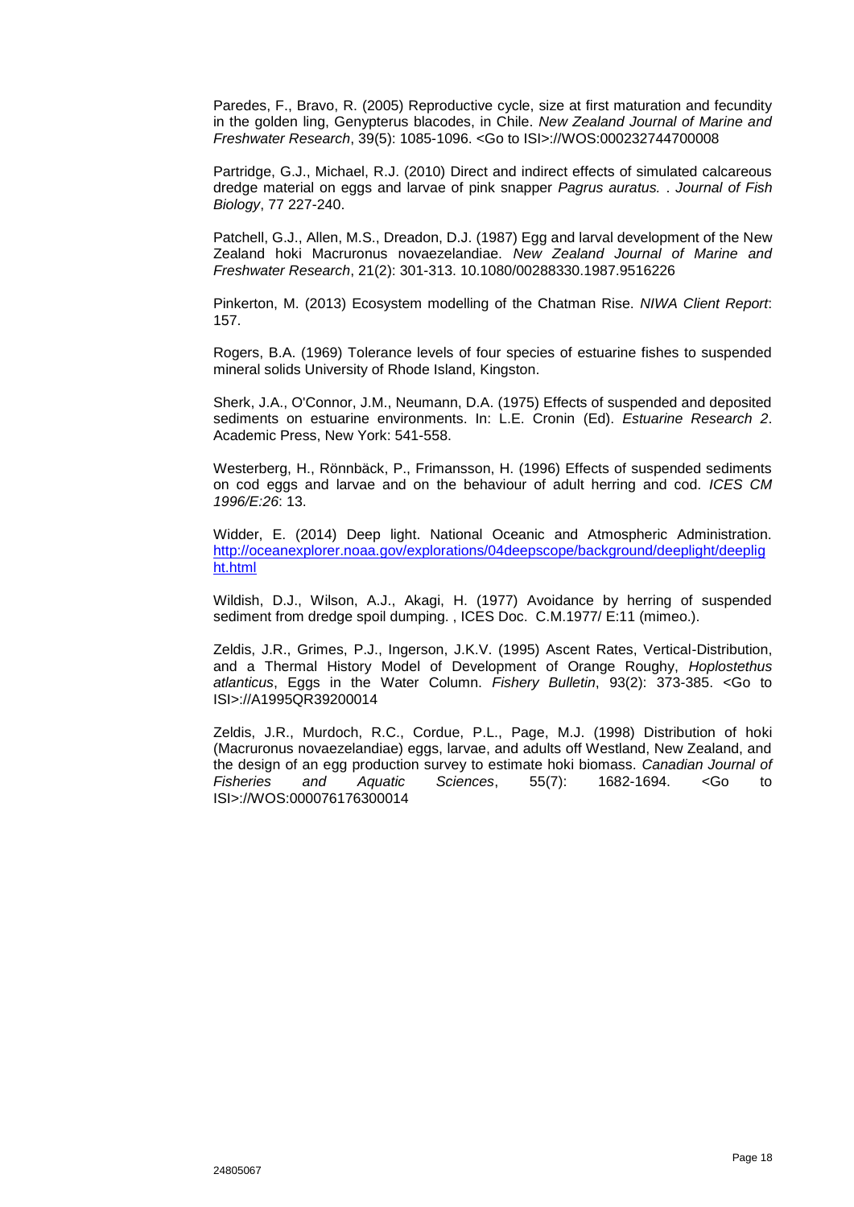Paredes, F., Bravo, R. (2005) Reproductive cycle, size at first maturation and fecundity in the golden ling, Genypterus blacodes, in Chile. *New Zealand Journal of Marine and Freshwater Research*, 39(5): 1085-1096. <Go to ISI>://WOS:000232744700008

Partridge, G.J., Michael, R.J. (2010) Direct and indirect effects of simulated calcareous dredge material on eggs and larvae of pink snapper *Pagrus auratus.* . *Journal of Fish Biology*, 77 227-240.

Patchell, G.J., Allen, M.S., Dreadon, D.J. (1987) Egg and larval development of the New Zealand hoki Macruronus novaezelandiae. *New Zealand Journal of Marine and Freshwater Research*, 21(2): 301-313. 10.1080/00288330.1987.9516226

Pinkerton, M. (2013) Ecosystem modelling of the Chatman Rise. *NIWA Client Report*: 157.

Rogers, B.A. (1969) Tolerance levels of four species of estuarine fishes to suspended mineral solids University of Rhode Island, Kingston.

Sherk, J.A., O'Connor, J.M., Neumann, D.A. (1975) Effects of suspended and deposited sediments on estuarine environments. In: L.E. Cronin (Ed). *Estuarine Research 2*. Academic Press, New York: 541-558.

Westerberg, H., Rönnbäck, P., Frimansson, H. (1996) Effects of suspended sediments on cod eggs and larvae and on the behaviour of adult herring and cod. *ICES CM 1996/E:26*: 13.

Widder, E. (2014) Deep light. National Oceanic and Atmospheric Administration. http://oceanexplorer.noaa.gov/explorations/04deepscope/background/deeplight/deeplight.html

Wildish, D.J., Wilson, A.J., Akagi, H. (1977) Avoidance by herring of suspended sediment from dredge spoil dumping. , ICES Doc. C.M.1977/ E:11 (mimeo.).

Zeldis, J.R., Grimes, P.J., Ingerson, J.K.V. (1995) Ascent Rates, Vertical-Distribution, and a Thermal History Model of Development of Orange Roughy, *Hoplostethus atlanticus*, Eggs in the Water Column. *Fishery Bulletin*, 93(2): 373-385. <Go to ISI>://A1995QR39200014

Zeldis, J.R., Murdoch, R.C., Cordue, P.L., Page, M.J. (1998) Distribution of hoki (Macruronus novaezelandiae) eggs, larvae, and adults off Westland, New Zealand, and the design of an egg production survey to estimate hoki biomass. *Canadian Journal of Fisheries and Aquatic Sciences*, 55(7): 1682-1694. <Go to ISI>://WOS:000076176300014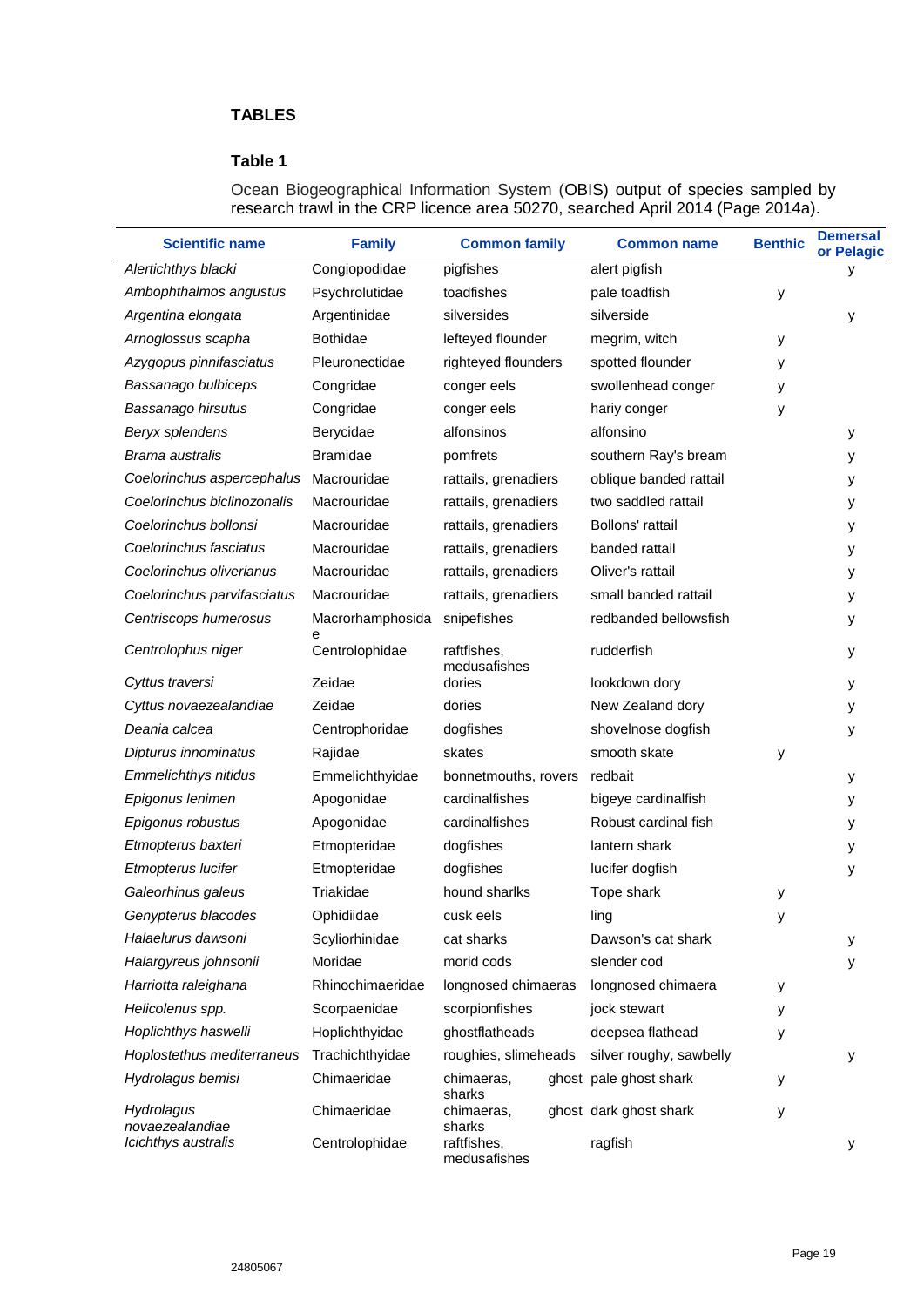# TABLES

## Table 1

Ocean Biogeographical Information System (OBIS) output of species sampled by research trawl in the CRP licence area 50270, searched April 2014 (Page 2014a).

| Scientific name | Family | Common family | Common name | Benthic | Demersal or Pelagic |
|---|---|---|---|---|---|
| *Alertichthys blacki* | Congiopodidae | pigfishes | alert pigfish | | y |
| *Ambophthalmos angustus* | Psychrolutidae | toadfishes | pale toadfish | y | |
| *Argentina elongata* | Argentinidae | silversides | silverside | | y |
| *Arnoglossus scapha* | Bothidae | lefteyed flounder | megrim, witch | y | |
| *Azygopus pinnifasciatus* | Pleuronectidae | righteyed flounders | spotted flounder | y | |
| *Bassanago bulbiceps* | Congridae | conger eels | swollenhead conger | y | |
| *Bassanago hirsutus* | Congridae | conger eels | hariy conger | y | |
| *Beryx splendens* | Berycidae | alfonsinos | alfonsino | | y |
| *Brama australis* | Bramidae | pomfrets | southern Ray's bream | | y |
| *Coelorinchus aspercephalus* | Macrouridae | rattails, grenadiers | oblique banded rattail | | y |
| *Coelorinchus biclinozonalis* | Macrouridae | rattails, grenadiers | two saddled rattail | | y |
| *Coelorinchus bollonsi* | Macrouridae | rattails, grenadiers | Bollons' rattail | | y |
| *Coelorinchus fasciatus* | Macrouridae | rattails, grenadiers | banded rattail | | y |
| *Coelorinchus oliverianus* | Macrouridae | rattails, grenadiers | Oliver's rattail | | y |
| *Coelorinchus parvifasciatus* | Macrouridae | rattails, grenadiers | small banded rattail | | y |
| *Centriscops humerosus* | Macrorhamphosidae | snipefishes | redbanded bellowsfish | | y |
| *Centrolophus niger* | Centrolophidae | raftfishes, medusafishes | rudderfish | | y |
| *Cyttus traversi* | Zeidae | dories | lookdown dory | | y |
| *Cyttus novaezealandiae* | Zeidae | dories | New Zealand dory | | y |
| *Deania calcea* | Centrophoridae | dogfishes | shovelnose dogfish | | y |
| *Dipturus innominatus* | Rajidae | skates | smooth skate | y | |
| *Emmelichthys nitidus* | Emmelichthyidae | bonnetmouths, rovers | redbait | | y |
| *Epigonus lenimen* | Apogonidae | cardinalfishes | bigeye cardinalfish | | y |
| *Epigonus robustus* | Apogonidae | cardinalfishes | Robust cardinal fish | | y |
| *Etmopterus baxteri* | Etmopteridae | dogfishes | lantern shark | | y |
| *Etmopterus lucifer* | Etmopteridae | dogfishes | lucifer dogfish | | y |
| *Galeorhinus galeus* | Triakidae | hound sharlks | Tope shark | y | |
| *Genypterus blacodes* | Ophidiidae | cusk eels | ling | y | |
| *Halaelurus dawsoni* | Scyliorhinidae | cat sharks | Dawson's cat shark | | y |
| *Halargyreus johnsonii* | Moridae | morid cods | slender cod | | y |
| *Harriotta raleighana* | Rhinochimaeridae | longnosed chimaeras | longnosed chimaera | y | |
| *Helicolenus spp.* | Scorpaenidae | scorpionfishes | jock stewart | y | |
| *Hoplichthys haswelli* | Hoplichthyidae | ghostflatheads | deepsea flathead | y | |
| *Hoplostethus mediterraneus* | Trachichthyidae | roughies, slimeheads | silver roughy, sawbelly | | y |
| *Hydrolagus bemisi* | Chimaeridae | chimaeras, ghost sharks | pale ghost shark | y | |
| *Hydrolagus novaezealandiae* | Chimaeridae | chimaeras, ghost sharks | dark ghost shark | y | |
| *Icichthys australis* | Centrolophidae | raftfishes, medusafishes | ragfish | | y |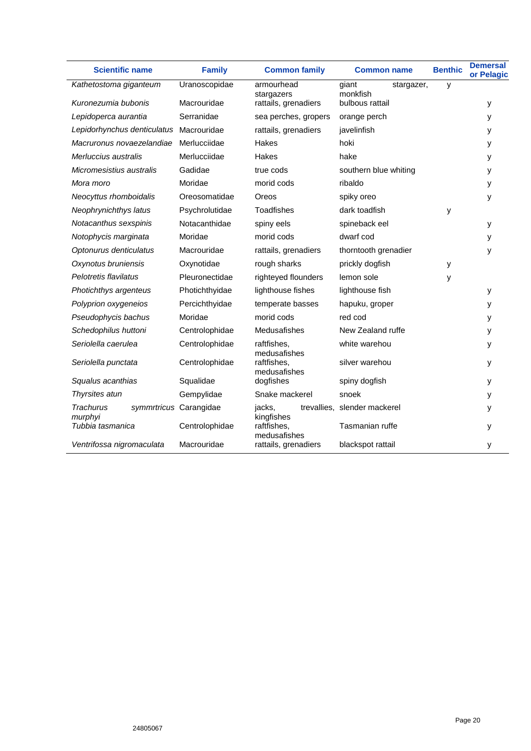| Scientific name | Family | Common family | Common name | Benthic | Demersal or Pelagic |
|---|---|---|---|---|---|
| *Kathetostoma giganteum* | Uranoscopidae | armourhead stargazers | giant stargazer, monkfish | y | |
| *Kuronezumia bubonis* | Macrouridae | rattails, grenadiers | bulbous rattail | | y |
| *Lepidoperca aurantia* | Serranidae | sea perches, gropers | orange perch | | y |
| *Lepidorhynchus denticulatus* | Macrouridae | rattails, grenadiers | javelinfish | | y |
| *Macruronus novaezelandiae* | Merlucciidae | Hakes | hoki | | y |
| *Merluccius australis* | Merlucciidae | Hakes | hake | | y |
| *Micromesistius australis* | Gadidae | true cods | southern blue whiting | | y |
| *Mora moro* | Moridae | morid cods | ribaldo | | y |
| *Neocyttus rhomboidalis* | Oreosomatidae | Oreos | spiky oreo | | y |
| *Neophrynichthys latus* | Psychrolutidae | Toadfishes | dark toadfish | y | |
| *Notacanthus sexspinis* | Notacanthidae | spiny eels | spineback eel | | y |
| *Notophycis marginata* | Moridae | morid cods | dwarf cod | | y |
| *Optonurus denticulatus* | Macrouridae | rattails, grenadiers | thorntooth grenadier | | y |
| *Oxynotus bruniensis* | Oxynotidae | rough sharks | prickly dogfish | y | |
| *Pelotretis flavilatus* | Pleuronectidae | righteyed flounders | lemon sole | y | |
| *Photichthys argenteus* | Photichthyidae | lighthouse fishes | lighthouse fish | | y |
| *Polyprion oxygeneios* | Percichthyidae | temperate basses | hapuku, groper | | y |
| *Pseudophycis bachus* | Moridae | morid cods | red cod | | y |
| *Schedophilus huttoni* | Centrolophidae | Medusafishes | New Zealand ruffe | | y |
| *Seriolella caerulea* | Centrolophidae | raftfishes, medusafishes | white warehou | | y |
| *Seriolella punctata* | Centrolophidae | raftfishes, medusafishes | silver warehou | | y |
| *Squalus acanthias* | Squalidae | dogfishes | spiny dogfish | | y |
| *Thyrsites atun* | Gempylidae | Snake mackerel | snoek | | y |
| *Trachurus symmrtricus murphyi* | Carangidae | jacks, trevallies, kingfishes | slender mackerel | | y |
| *Tubbia tasmanica* | Centrolophidae | raftfishes, medusafishes | Tasmanian ruffe | | y |
| *Ventrifossa nigromaculata* | Macrouridae | rattails, grenadiers | blackspot rattail | | y |

24805067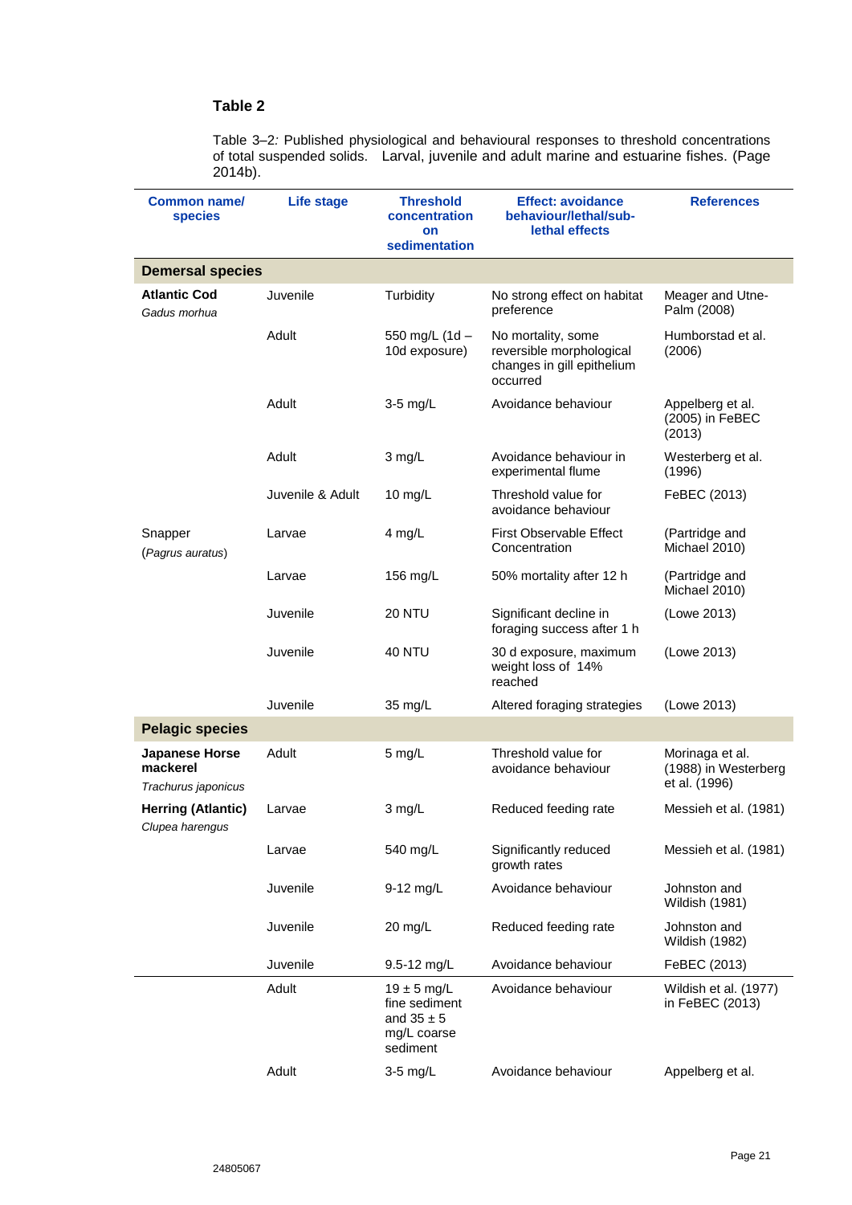**Table 2**

Table 3–2*:* Published physiological and behavioural responses to threshold concentrations of total suspended solids. Larval, juvenile and adult marine and estuarine fishes. (Page 2014b).

| Common name/ species | Life stage | Threshold concentration on sedimentation | Effect: avoidance behaviour/lethal/sub-lethal effects | References |
|---|---|---|---|---|
| **Demersal species** | | | | |
| **Atlantic Cod** *Gadus morhua* | Juvenile | Turbidity | No strong effect on habitat preference | Meager and Utne-Palm (2008) |
| | Adult | 550 mg/L (1d – 10d exposure) | No mortality, some reversible morphological changes in gill epithelium occurred | Humborstad et al. (2006) |
| | Adult | 3-5 mg/L | Avoidance behaviour | Appelberg et al. (2005) in FeBEC (2013) |
| | Adult | 3 mg/L | Avoidance behaviour in experimental flume | Westerberg et al. (1996) |
| | Juvenile & Adult | 10 mg/L | Threshold value for avoidance behaviour | FeBEC (2013) |
| Snapper (*Pagrus auratus*) | Larvae | 4 mg/L | First Observable Effect Concentration | (Partridge and Michael 2010) |
| | Larvae | 156 mg/L | 50% mortality after 12 h | (Partridge and Michael 2010) |
| | Juvenile | 20 NTU | Significant decline in foraging success after 1 h | (Lowe 2013) |
| | Juvenile | 40 NTU | 30 d exposure, maximum weight loss of 14% reached | (Lowe 2013) |
| | Juvenile | 35 mg/L | Altered foraging strategies | (Lowe 2013) |
| **Pelagic species** | | | | |
| **Japanese Horse mackerel** *Trachurus japonicus* | Adult | 5 mg/L | Threshold value for avoidance behaviour | Morinaga et al. (1988) in Westerberg et al. (1996) |
| **Herring (Atlantic)** *Clupea harengus* | Larvae | 3 mg/L | Reduced feeding rate | Messieh et al. (1981) |
| | Larvae | 540 mg/L | Significantly reduced growth rates | Messieh et al. (1981) |
| | Juvenile | 9-12 mg/L | Avoidance behaviour | Johnston and Wildish (1981) |
| | Juvenile | 20 mg/L | Reduced feeding rate | Johnston and Wildish (1982) |
| | Juvenile | 9.5-12 mg/L | Avoidance behaviour | FeBEC (2013) |
| | Adult | 19 ± 5 mg/L fine sediment and 35 ± 5 mg/L coarse sediment | Avoidance behaviour | Wildish et al. (1977) in FeBEC (2013) |
| | Adult | 3-5 mg/L | Avoidance behaviour | Appelberg et al. |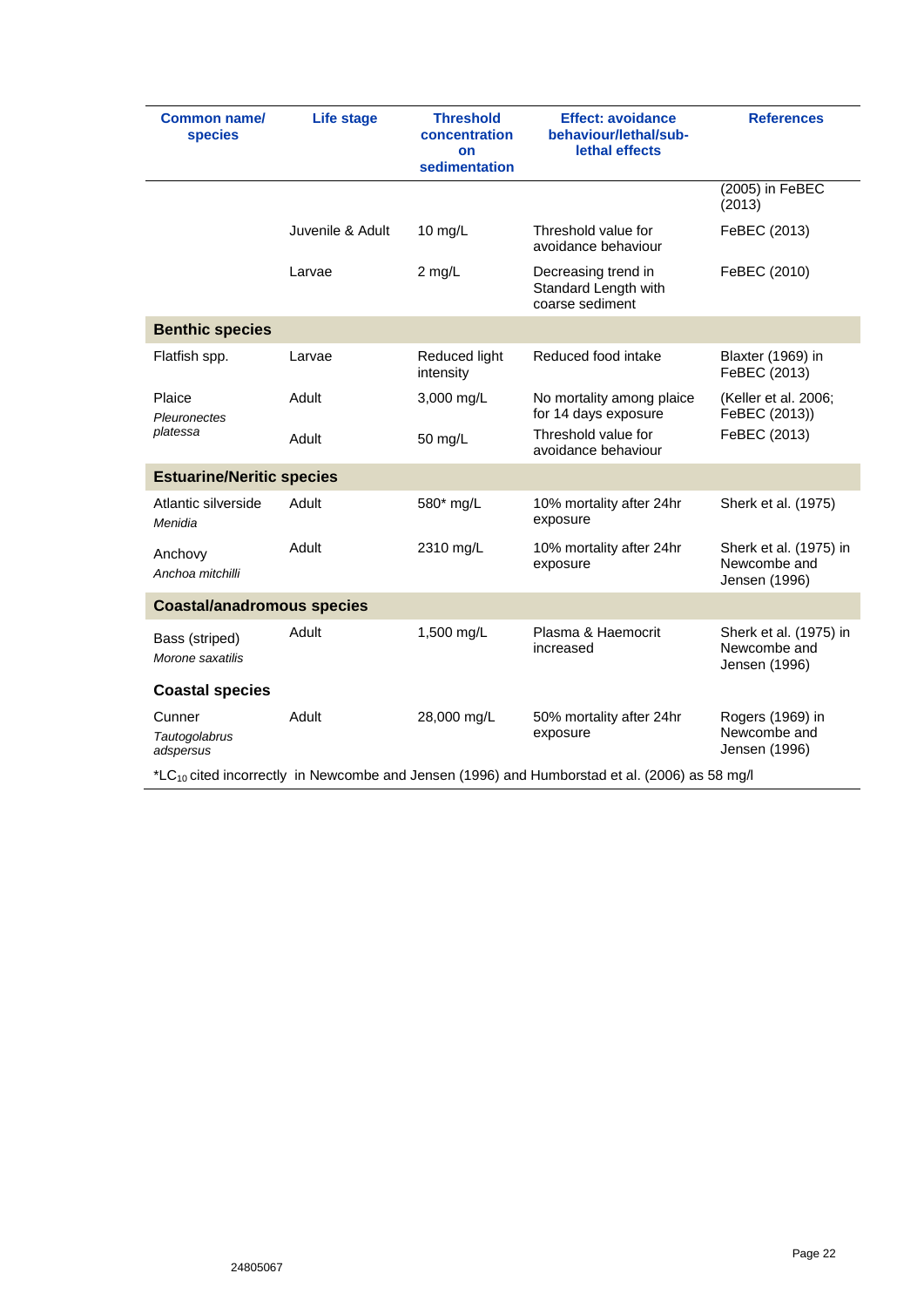| Common name/ species | Life stage | Threshold concentration on sedimentation | Effect: avoidance behaviour/lethal/sub-lethal effects | References |
|---|---|---|---|---|
| | | | | (2005) in FeBEC (2013) |
| | Juvenile & Adult | 10 mg/L | Threshold value for avoidance behaviour | FeBEC (2013) |
| | Larvae | 2 mg/L | Decreasing trend in Standard Length with coarse sediment | FeBEC (2010) |
| **Benthic species** | | | | |
| Flatfish spp. | Larvae | Reduced light intensity | Reduced food intake | Blaxter (1969) in FeBEC (2013) |
| Plaice *Pleuronectes platessa* | Adult | 3,000 mg/L | No mortality among plaice for 14 days exposure | (Keller et al. 2006; FeBEC (2013)) |
| | Adult | 50 mg/L | Threshold value for avoidance behaviour | FeBEC (2013) |
| **Estuarine/Neritic species** | | | | |
| Atlantic silverside *Menidia* | Adult | 580* mg/L | 10% mortality after 24hr exposure | Sherk et al. (1975) |
| Anchovy *Anchoa mitchilli* | Adult | 2310 mg/L | 10% mortality after 24hr exposure | Sherk et al. (1975) in Newcombe and Jensen (1996) |
| **Coastal/anadromous species** | | | | |
| Bass (striped) *Morone saxatilis* | Adult | 1,500 mg/L | Plasma & Haemocrit increased | Sherk et al. (1975) in Newcombe and Jensen (1996) |
| **Coastal species** | | | | |
| Cunner *Tautogolabrus adspersus* | Adult | 28,000 mg/L | 50% mortality after 24hr exposure | Rogers (1969) in Newcombe and Jensen (1996) |

*$LC_{10}$ cited incorrectly in Newcombe and Jensen (1996) and Humborstad et al. (2006) as 58 mg/l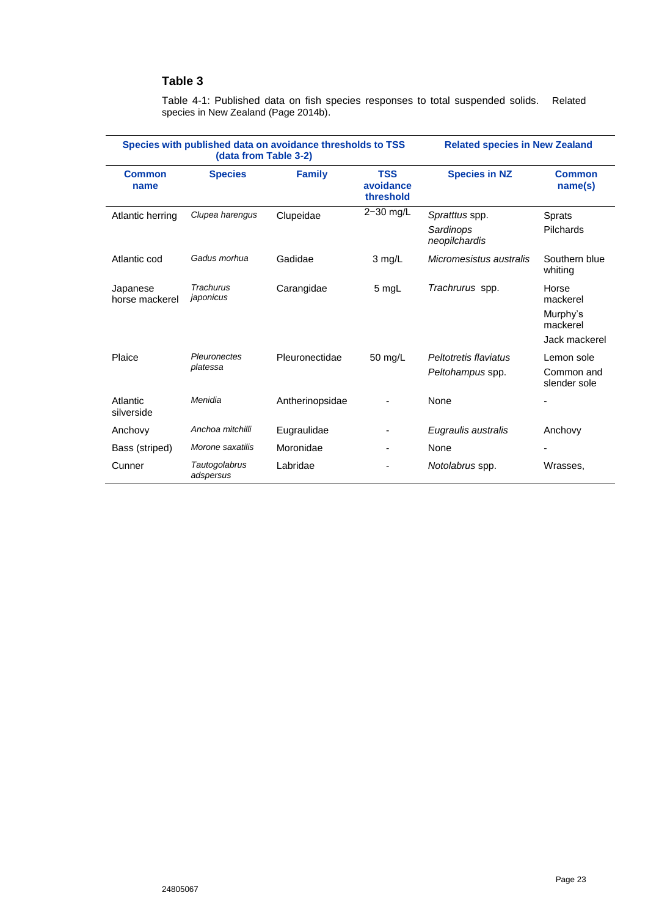## Table 3

Table 4-1: Published data on fish species responses to total suspended solids. Related species in New Zealand (Page 2014b).

| Species with published data on avoidance thresholds to TSS (data from Table 3-2) | | | | Related species in New Zealand | |
|---|---|---|---|---|---|
| **Common name** | **Species** | **Family** | **TSS avoidance threshold** | **Species in NZ** | **Common name(s)** |
| Atlantic herring | *Clupea harengus* | Clupeidae | 2–30 mg/L | *Spratttus* spp.<br>*Sardinops neopilchardis* | Sprats<br>Pilchards |
| Atlantic cod | *Gadus morhua* | Gadidae | 3 mg/L | *Micromesistus australis* | Southern blue whiting |
| Japanese horse mackerel | *Trachurus japonicus* | Carangidae | 5 mgL | *Trachrurus* spp. | Horse mackerel<br>Murphy's mackerel<br>Jack mackerel |
| Plaice | *Pleuronectes platessa* | Pleuronectidae | 50 mg/L | *Peltotretis flaviatus*<br>*Peltohampus* spp. | Lemon sole<br>Common and slender sole |
| Atlantic silverside | *Menidia* | Antherinopsidae | - | None | - |
| Anchovy | *Anchoa mitchilli* | Eugraulidae | - | *Eugraulis australis* | Anchovy |
| Bass (striped) | *Morone saxatilis* | Moronidae | - | None | - |
| Cunner | *Tautogolabrus adspersus* | Labridae | - | *Notolabrus* spp. | Wrasses, |

24805067